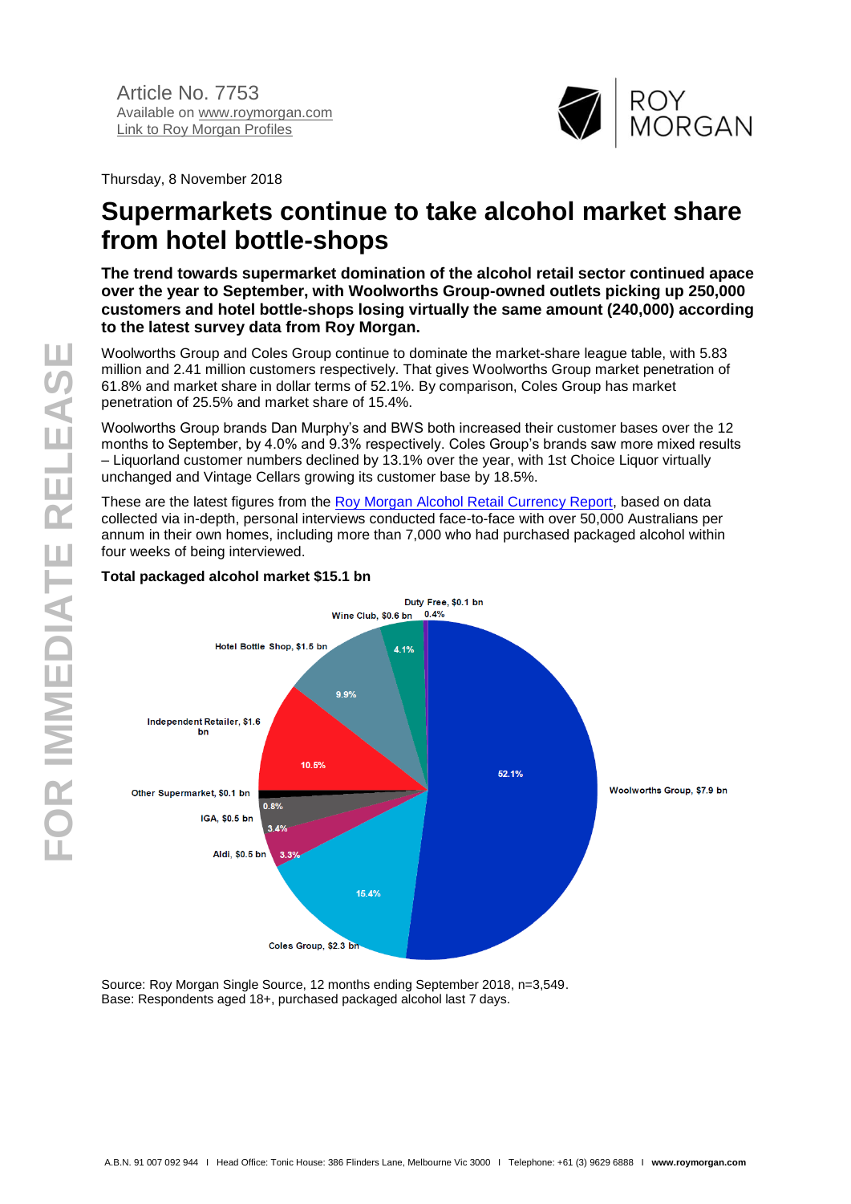Article No. 7753
Available on [www.roymorgan.com](http://www.roymorgan.com)
[Link to Roy Morgan Profiles]()

Thursday, 8 November 2018

# Supermarkets continue to take alcohol market share from hotel bottle-shops

**The trend towards supermarket domination of the alcohol retail sector continued apace over the year to September, with Woolworths Group-owned outlets picking up 250,000 customers and hotel bottle-shops losing virtually the same amount (240,000) according to the latest survey data from Roy Morgan.**

Woolworths Group and Coles Group continue to dominate the market-share league table, with 5.83 million and 2.41 million customers respectively. That gives Woolworths Group market penetration of 61.8% and market share in dollar terms of 52.1%. By comparison, Coles Group has market penetration of 25.5% and market share of 15.4%.

Woolworths Group brands Dan Murphy's and BWS both increased their customer bases over the 12 months to September, by 4.0% and 9.3% respectively. Coles Group's brands saw more mixed results – Liquorland customer numbers declined by 13.1% over the year, with 1st Choice Liquor virtually unchanged and Vintage Cellars growing its customer base by 18.5%.

These are the latest figures from the [Roy Morgan Alcohol Retail Currency Report](), based on data collected via in-depth, personal interviews conducted face-to-face with over 50,000 Australians per annum in their own homes, including more than 7,000 who had purchased packaged alcohol within four weeks of being interviewed.

**Total packaged alcohol market $15.1 bn**

| Retailer | Value | Share |
|---|---|---|
| Woolworths Group | $7.9 bn | 52.1% |
| Coles Group | $2.3 bn | 15.4% |
| Aldi | $0.5 bn | 3.3% |
| IGA | $0.5 bn | 3.4% |
| Other Supermarket | $0.1 bn | 0.8% |
| Independent Retailer | $1.6 bn | 10.5% |
| Hotel Bottle Shop | $1.5 bn | 9.9% |
| Wine Club | $0.6 bn | 4.1% |
| Duty Free | $0.1 bn | 0.4% |

Source: Roy Morgan Single Source, 12 months ending September 2018, n=3,549.
Base: Respondents aged 18+, purchased packaged alcohol last 7 days.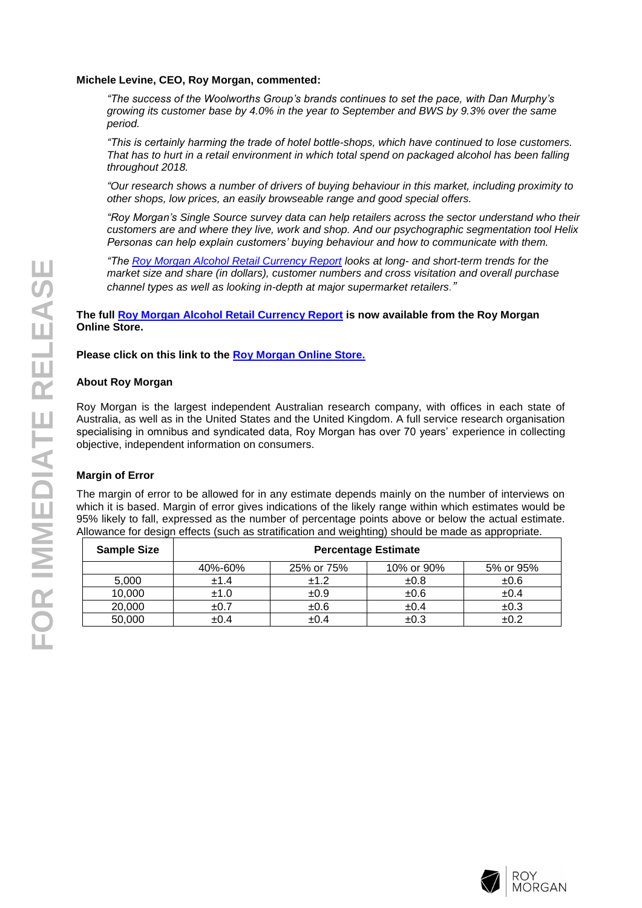**Michele Levine, CEO, Roy Morgan, commented:**

*"The success of the Woolworths Group's brands continues to set the pace, with Dan Murphy's growing its customer base by 4.0% in the year to September and BWS by 9.3% over the same period.*

*"This is certainly harming the trade of hotel bottle-shops, which have continued to lose customers. That has to hurt in a retail environment in which total spend on packaged alcohol has been falling throughout 2018.*

*"Our research shows a number of drivers of buying behaviour in this market, including proximity to other shops, low prices, an easily browseable range and good special offers.*

*"Roy Morgan's Single Source survey data can help retailers across the sector understand who their customers are and where they live, work and shop. And our psychographic segmentation tool Helix Personas can help explain customers' buying behaviour and how to communicate with them.*

*"The Roy Morgan Alcohol Retail Currency Report looks at long- and short-term trends for the market size and share (in dollars), customer numbers and cross visitation and overall purchase channel types as well as looking in-depth at major supermarket retailers."*

**The full Roy Morgan Alcohol Retail Currency Report is now available from the Roy Morgan Online Store.**

**Please click on this link to the Roy Morgan Online Store.**

**About Roy Morgan**

Roy Morgan is the largest independent Australian research company, with offices in each state of Australia, as well as in the United States and the United Kingdom. A full service research organisation specialising in omnibus and syndicated data, Roy Morgan has over 70 years' experience in collecting objective, independent information on consumers.

**Margin of Error**

The margin of error to be allowed for in any estimate depends mainly on the number of interviews on which it is based. Margin of error gives indications of the likely range within which estimates would be 95% likely to fall, expressed as the number of percentage points above or below the actual estimate. Allowance for design effects (such as stratification and weighting) should be made as appropriate.

| **Sample Size** | **Percentage Estimate** | | | |
|---|---|---|---|---|
| | 40%-60% | 25% or 75% | 10% or 90% | 5% or 95% |
| 5,000 | ±1.4 | ±1.2 | ±0.8 | ±0.6 |
| 10,000 | ±1.0 | ±0.9 | ±0.6 | ±0.4 |
| 20,000 | ±0.7 | ±0.6 | ±0.4 | ±0.3 |
| 50,000 | ±0.4 | ±0.4 | ±0.3 | ±0.2 |